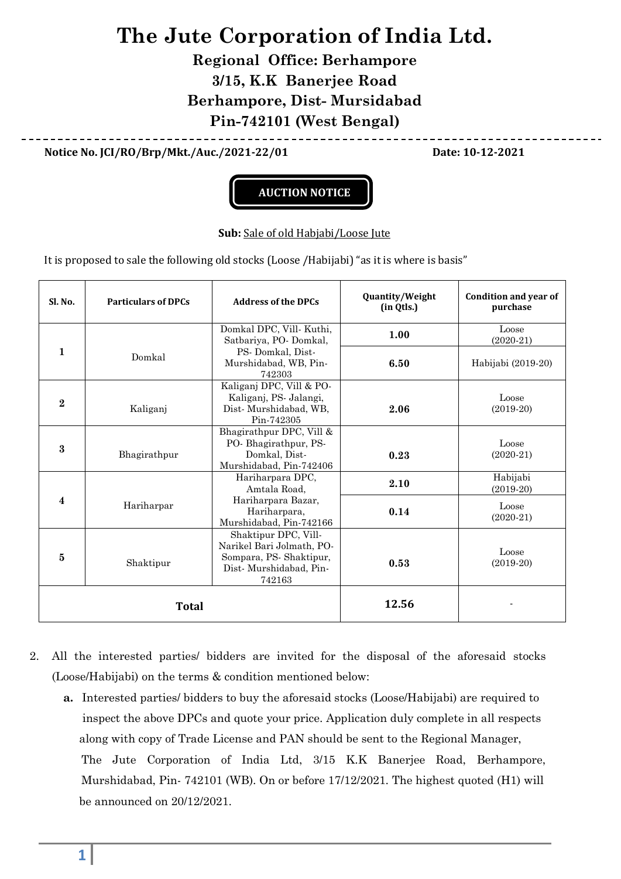# The Jute Corporation of India Ltd.

## Regional Office: Berhampore
## 3/15, K.K Banerjee Road
## Berhampore, Dist- Mursidabad
## Pin-742101 (West Bengal)

**Notice No. JCI/RO/Brp/Mkt./Auc./2021-22/01** **Date: 10-12-2021**

**AUCTION NOTICE**

**Sub:** Sale of old Habjabi/Loose Jute

It is proposed to sale the following old stocks (Loose /Habijabi) "as it is where is basis"

| Sl. No. | Particulars of DPCs | Address of the DPCs | Quantity/Weight (in Qtls.) | Condition and year of purchase |
|---|---|---|---|---|
| 1 | Domkal | Domkal DPC, Vill- Kuthi, Satbariya, PO- Domkal, PS- Domkal, Dist- Murshidabad, WB, Pin-742303 | **1.00** | Loose (2020-21) |
| | | | **6.50** | Habijabi (2019-20) |
| 2 | Kaliganj | Kaliganj DPC, Vill & PO- Kaliganj, PS- Jalangi, Dist- Murshidabad, WB, Pin-742305 | **2.06** | Loose (2019-20) |
| 3 | Bhagirathpur | Bhagirathpur DPC, Vill & PO- Bhagirathpur, PS- Domkal, Dist- Murshidabad, Pin-742406 | **0.23** | Loose (2020-21) |
| 4 | Hariharpar | Hariharpara DPC, Amtala Road, Hariharpara Bazar, Hariharpara, Murshidabad, Pin-742166 | **2.10** | Habijabi (2019-20) |
| | | | **0.14** | Loose (2020-21) |
| 5 | Shaktipur | Shaktipur DPC, Vill- Narikel Bari Jolmath, PO- Sompara, PS- Shaktipur, Dist- Murshidabad, Pin-742163 | **0.53** | Loose (2019-20) |
| **Total** | | | **12.56** | - |

2. All the interested parties/ bidders are invited for the disposal of the aforesaid stocks (Loose/Habijabi) on the terms & condition mentioned below:

   **a.** Interested parties/ bidders to buy the aforesaid stocks (Loose/Habijabi) are required to inspect the above DPCs and quote your price. Application duly complete in all respects along with copy of Trade License and PAN should be sent to the Regional Manager, The Jute Corporation of India Ltd, 3/15 K.K Banerjee Road, Berhampore, Murshidabad, Pin- 742101 (WB). On or before 17/12/2021. The highest quoted (H1) will be announced on 20/12/2021.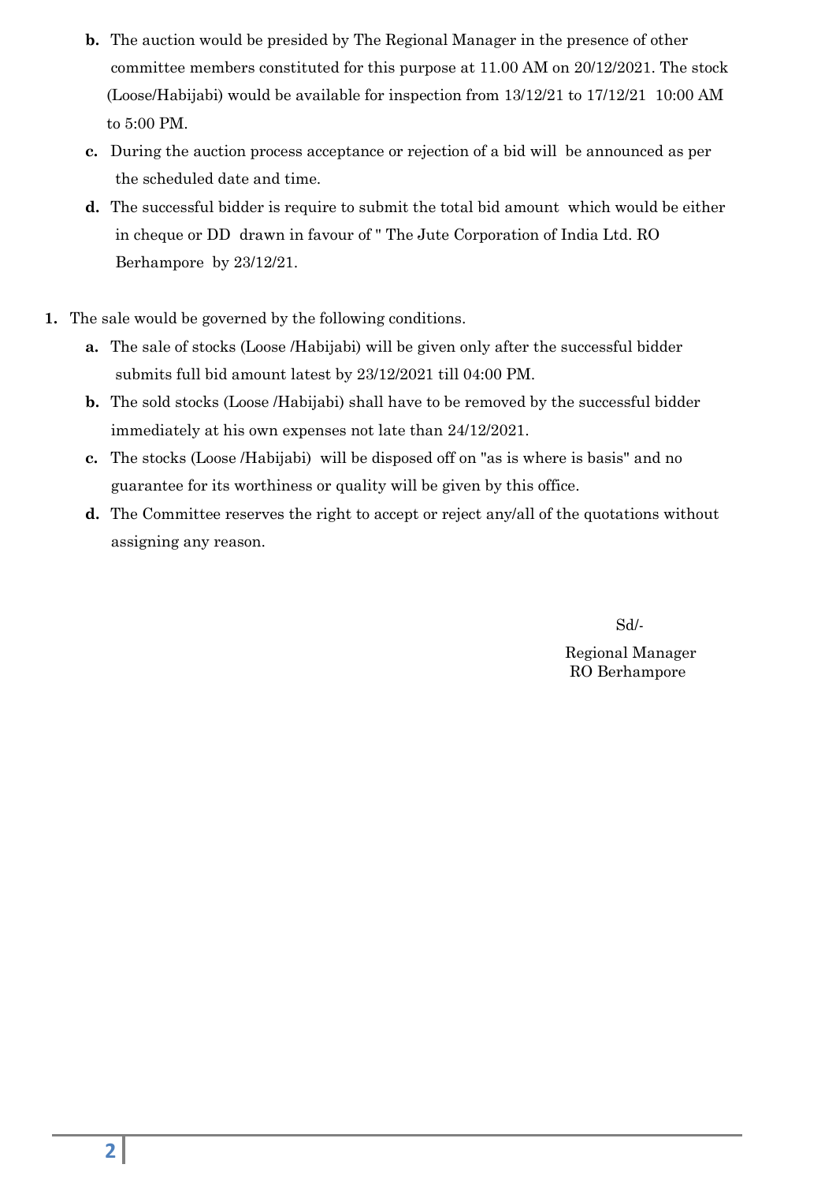b. The auction would be presided by The Regional Manager in the presence of other committee members constituted for this purpose at 11.00 AM on 20/12/2021. The stock (Loose/Habijabi) would be available for inspection from 13/12/21 to 17/12/21 10:00 AM to 5:00 PM.

c. During the auction process acceptance or rejection of a bid will be announced as per the scheduled date and time.

d. The successful bidder is require to submit the total bid amount which would be either in cheque or DD drawn in favour of " The Jute Corporation of India Ltd. RO Berhampore by 23/12/21.

1. The sale would be governed by the following conditions.

   a. The sale of stocks (Loose /Habijabi) will be given only after the successful bidder submits full bid amount latest by 23/12/2021 till 04:00 PM.

   b. The sold stocks (Loose /Habijabi) shall have to be removed by the successful bidder immediately at his own expenses not late than 24/12/2021.

   c. The stocks (Loose /Habijabi) will be disposed off on "as is where is basis" and no guarantee for its worthiness or quality will be given by this office.

   d. The Committee reserves the right to accept or reject any/all of the quotations without assigning any reason.

Sd/-

Regional Manager
RO Berhampore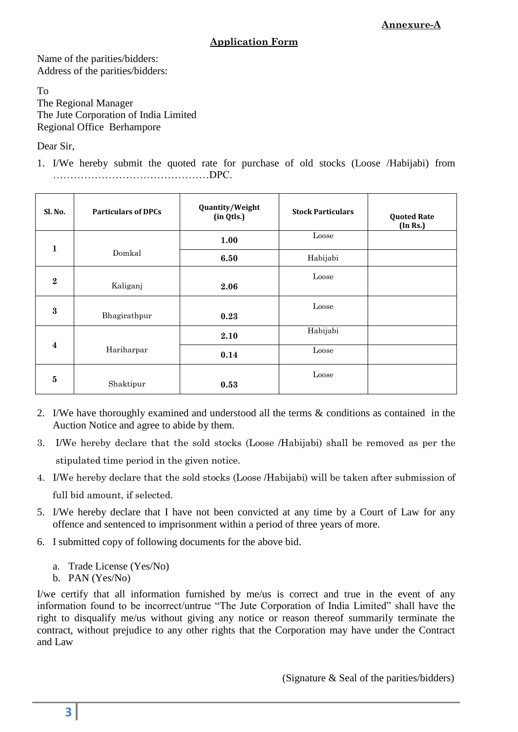**Annexure-A**

## Application Form

Name of the parities/bidders:
Address of the parities/bidders:

To
The Regional Manager
The Jute Corporation of India Limited
Regional Office Berhampore

Dear Sir,

1. I/We hereby submit the quoted rate for purchase of old stocks (Loose /Habijabi) from ……………………………………..DPC.

| Sl. No. | Particulars of DPCs | Quantity/Weight (in Qtls.) | Stock Particulars | Quoted Rate (In Rs.) |
|---|---|---|---|---|
| 1 | Domkal | 1.00 | Loose | |
| | | 6.50 | Habijabi | |
| 2 | Kaliganj | 2.06 | Loose | |
| 3 | Bhagirathpur | 0.23 | Loose | |
| 4 | Hariharpar | 2.10 | Habijabi | |
| | | 0.14 | Loose | |
| 5 | Shaktipur | 0.53 | Loose | |

2. I/We have thoroughly examined and understood all the terms & conditions as contained in the Auction Notice and agree to abide by them.
3. I/We hereby declare that the sold stocks (Loose /Habijabi) shall be removed as per the stipulated time period in the given notice.
4. I/We hereby declare that the sold stocks (Loose /Habijabi) will be taken after submission of full bid amount, if selected.
5. I/We hereby declare that I have not been convicted at any time by a Court of Law for any offence and sentenced to imprisonment within a period of three years of more.
6. I submitted copy of following documents for the above bid.
   a. Trade License (Yes/No)
   b. PAN (Yes/No)

I/we certify that all information furnished by me/us is correct and true in the event of any information found to be incorrect/untrue "The Jute Corporation of India Limited" shall have the right to disqualify me/us without giving any notice or reason thereof summarily terminate the contract, without prejudice to any other rights that the Corporation may have under the Contract and Law

(Signature & Seal of the parities/bidders)